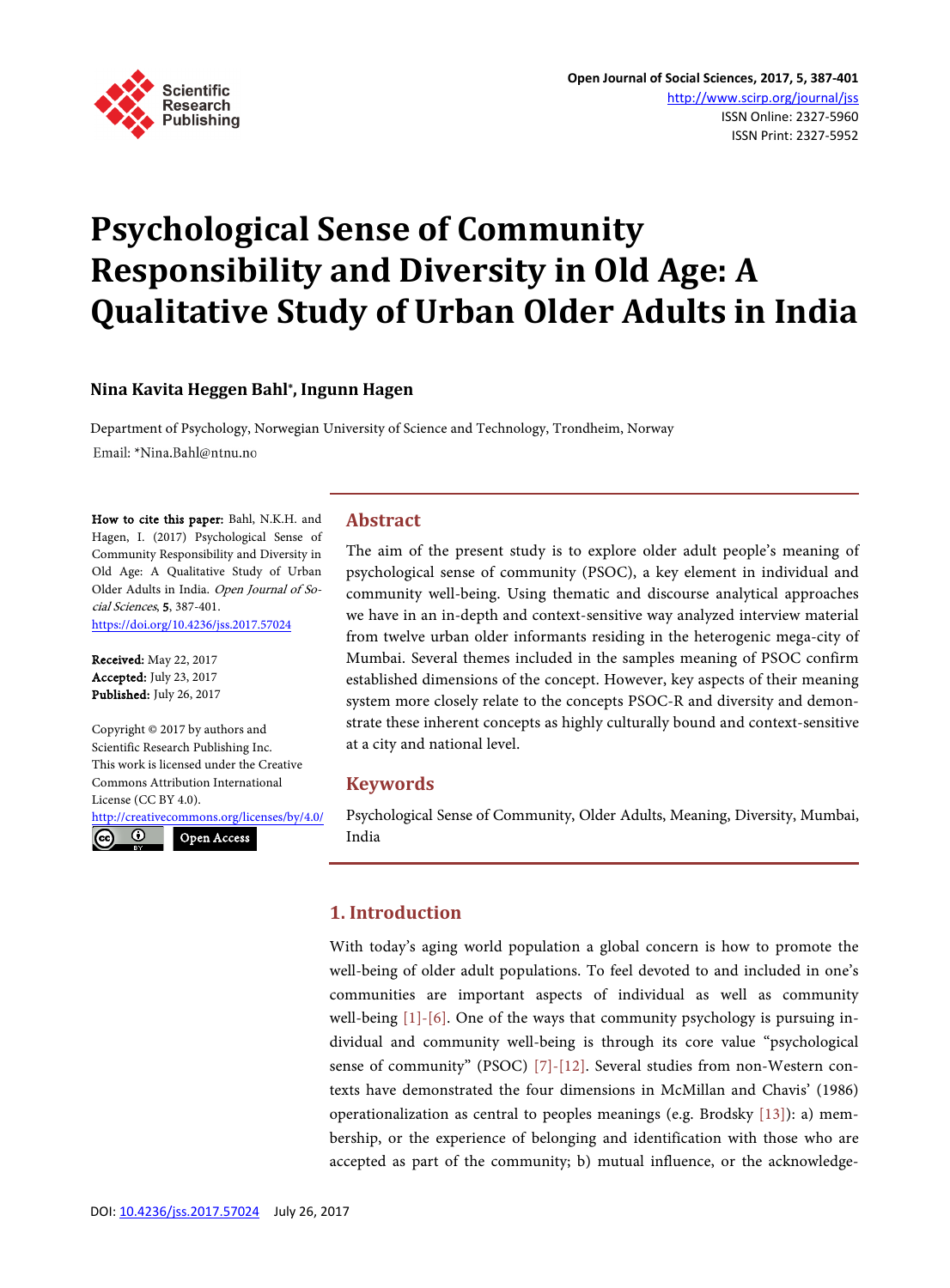# Psychological Sense of Community Responsibility and Diversity in Old Age: A Qualitative Study of Urban Older Adults in India

**Nina Kavita Heggen Bahl*, Ingunn Hagen**

Department of Psychology, Norwegian University of Science and Technology, Trondheim, Norway

Email: *Nina.Bahl@ntnu.no

**How to cite this paper:** Bahl, N.K.H. and Hagen, I. (2017) Psychological Sense of Community Responsibility and Diversity in Old Age: A Qualitative Study of Urban Older Adults in India. *Open Journal of Social Sciences*, **5**, 387-401.
https://doi.org/10.4236/jss.2017.57024

**Received:** May 22, 2017
**Accepted:** July 23, 2017
**Published:** July 26, 2017

Copyright © 2017 by authors and Scientific Research Publishing Inc.
This work is licensed under the Creative Commons Attribution International License (CC BY 4.0).
http://creativecommons.org/licenses/by/4.0/

Open Access

## Abstract

The aim of the present study is to explore older adult people's meaning of psychological sense of community (PSOC), a key element in individual and community well-being. Using thematic and discourse analytical approaches we have in an in-depth and context-sensitive way analyzed interview material from twelve urban older informants residing in the heterogenic mega-city of Mumbai. Several themes included in the samples meaning of PSOC confirm established dimensions of the concept. However, key aspects of their meaning system more closely relate to the concepts PSOC-R and diversity and demonstrate these inherent concepts as highly culturally bound and context-sensitive at a city and national level.

## Keywords

Psychological Sense of Community, Older Adults, Meaning, Diversity, Mumbai, India

## 1. Introduction

With today's aging world population a global concern is how to promote the well-being of older adult populations. To feel devoted to and included in one's communities are important aspects of individual as well as community well-being [1]-[6]. One of the ways that community psychology is pursuing individual and community well-being is through its core value "psychological sense of community" (PSOC) [7]-[12]. Several studies from non-Western contexts have demonstrated the four dimensions in McMillan and Chavis' (1986) operationalization as central to peoples meanings (e.g. Brodsky [13]): a) membership, or the experience of belonging and identification with those who are accepted as part of the community; b) mutual influence, or the acknowledge-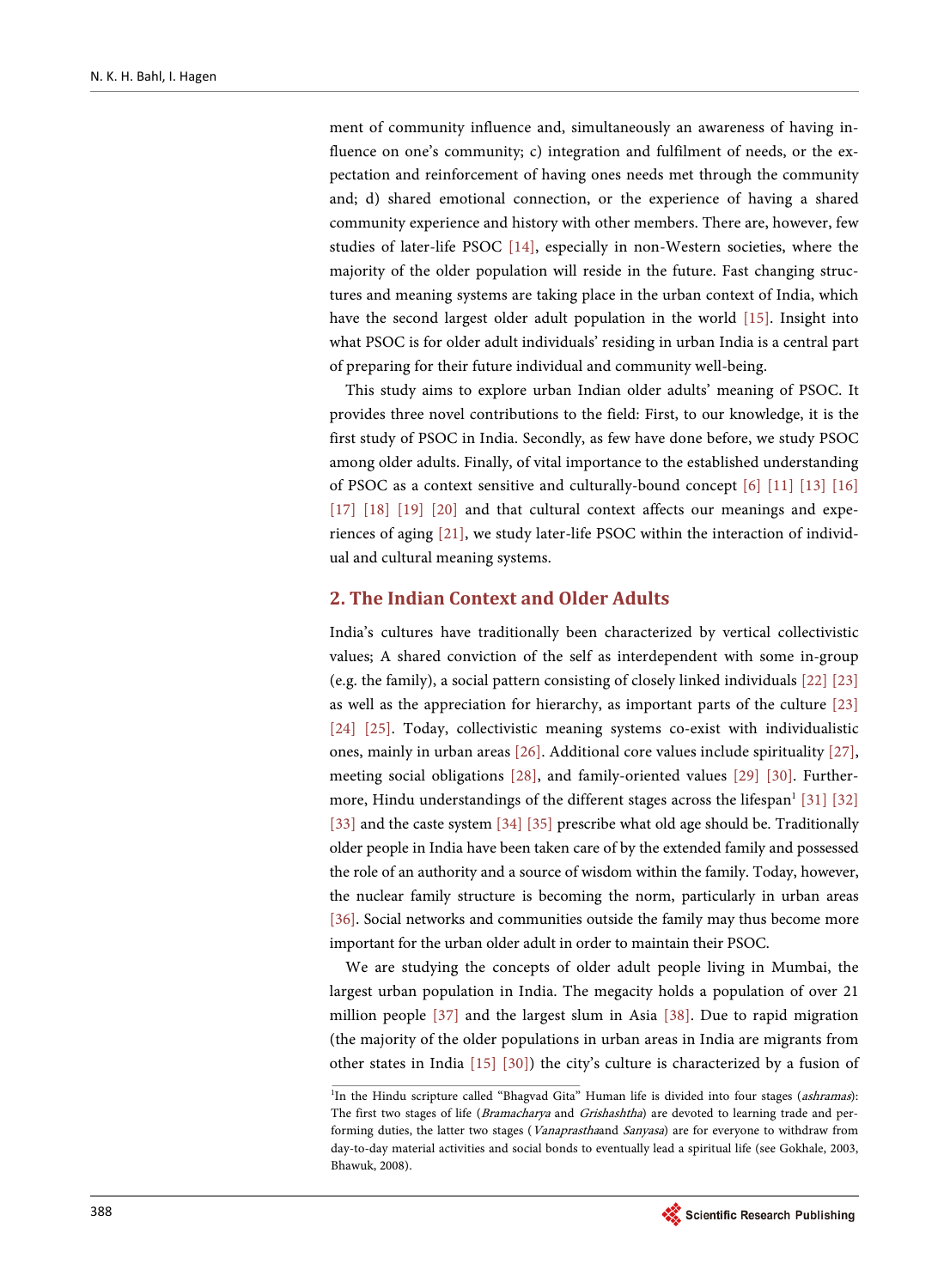ment of community influence and, simultaneously an awareness of having influence on one's community; c) integration and fulfilment of needs, or the expectation and reinforcement of having ones needs met through the community and; d) shared emotional connection, or the experience of having a shared community experience and history with other members. There are, however, few studies of later-life PSOC [14], especially in non-Western societies, where the majority of the older population will reside in the future. Fast changing structures and meaning systems are taking place in the urban context of India, which have the second largest older adult population in the world [15]. Insight into what PSOC is for older adult individuals' residing in urban India is a central part of preparing for their future individual and community well-being.

This study aims to explore urban Indian older adults' meaning of PSOC. It provides three novel contributions to the field: First, to our knowledge, it is the first study of PSOC in India. Secondly, as few have done before, we study PSOC among older adults. Finally, of vital importance to the established understanding of PSOC as a context sensitive and culturally-bound concept [6] [11] [13] [16] [17] [18] [19] [20] and that cultural context affects our meanings and experiences of aging [21], we study later-life PSOC within the interaction of individual and cultural meaning systems.

## 2. The Indian Context and Older Adults

India's cultures have traditionally been characterized by vertical collectivistic values; A shared conviction of the self as interdependent with some in-group (e.g. the family), a social pattern consisting of closely linked individuals [22] [23] as well as the appreciation for hierarchy, as important parts of the culture [23] [24] [25]. Today, collectivistic meaning systems co-exist with individualistic ones, mainly in urban areas [26]. Additional core values include spirituality [27], meeting social obligations [28], and family-oriented values [29] [30]. Furthermore, Hindu understandings of the different stages across the lifespan[1] [31] [32] [33] and the caste system [34] [35] prescribe what old age should be. Traditionally older people in India have been taken care of by the extended family and possessed the role of an authority and a source of wisdom within the family. Today, however, the nuclear family structure is becoming the norm, particularly in urban areas [36]. Social networks and communities outside the family may thus become more important for the urban older adult in order to maintain their PSOC.

We are studying the concepts of older adult people living in Mumbai, the largest urban population in India. The megacity holds a population of over 21 million people [37] and the largest slum in Asia [38]. Due to rapid migration (the majority of the older populations in urban areas in India are migrants from other states in India [15] [30]) the city's culture is characterized by a fusion of

[1]In the Hindu scripture called "Bhagvad Gita" Human life is divided into four stages (*ashramas*): The first two stages of life (*Bramacharya* and *Grishashtha*) are devoted to learning trade and performing duties, the latter two stages (*Vanaprasthaa*and *Sanyasa*) are for everyone to withdraw from day-to-day material activities and social bonds to eventually lead a spiritual life (see Gokhale, 2003, Bhawuk, 2008).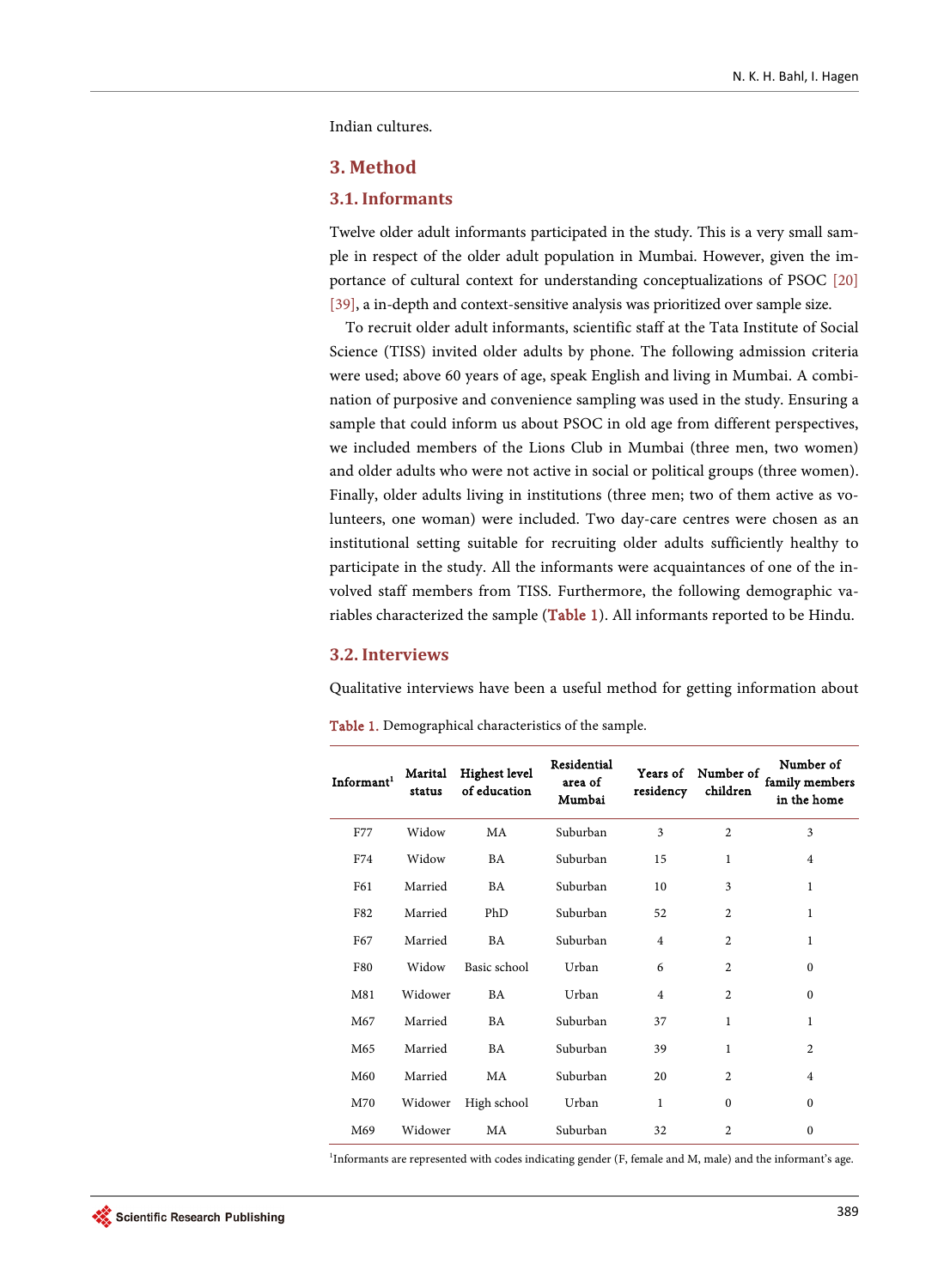Indian cultures.

## 3. Method

### 3.1. Informants

Twelve older adult informants participated in the study. This is a very small sample in respect of the older adult population in Mumbai. However, given the importance of cultural context for understanding conceptualizations of PSOC [20] [39], a in-depth and context-sensitive analysis was prioritized over sample size.

To recruit older adult informants, scientific staff at the Tata Institute of Social Science (TISS) invited older adults by phone. The following admission criteria were used; above 60 years of age, speak English and living in Mumbai. A combination of purposive and convenience sampling was used in the study. Ensuring a sample that could inform us about PSOC in old age from different perspectives, we included members of the Lions Club in Mumbai (three men, two women) and older adults who were not active in social or political groups (three women). Finally, older adults living in institutions (three men; two of them active as volunteers, one woman) were included. Two day-care centres were chosen as an institutional setting suitable for recruiting older adults sufficiently healthy to participate in the study. All the informants were acquaintances of one of the involved staff members from TISS. Furthermore, the following demographic variables characterized the sample (Table 1). All informants reported to be Hindu.

### 3.2. Interviews

Qualitative interviews have been a useful method for getting information about

Table 1. Demographical characteristics of the sample.

| Informant[1] | Marital status | Highest level of education | Residential area of Mumbai | Years of residency | Number of children | Number of family members in the home |
|---|---|---|---|---|---|---|
| F77 | Widow | MA | Suburban | 3 | 2 | 3 |
| F74 | Widow | BA | Suburban | 15 | 1 | 4 |
| F61 | Married | BA | Suburban | 10 | 3 | 1 |
| F82 | Married | PhD | Suburban | 52 | 2 | 1 |
| F67 | Married | BA | Suburban | 4 | 2 | 1 |
| F80 | Widow | Basic school | Urban | 6 | 2 | 0 |
| M81 | Widower | BA | Urban | 4 | 2 | 0 |
| M67 | Married | BA | Suburban | 37 | 1 | 1 |
| M65 | Married | BA | Suburban | 39 | 1 | 2 |
| M60 | Married | MA | Suburban | 20 | 2 | 4 |
| M70 | Widower | High school | Urban | 1 | 0 | 0 |
| M69 | Widower | MA | Suburban | 32 | 2 | 0 |

[1]Informants are represented with codes indicating gender (F, female and M, male) and the informant's age.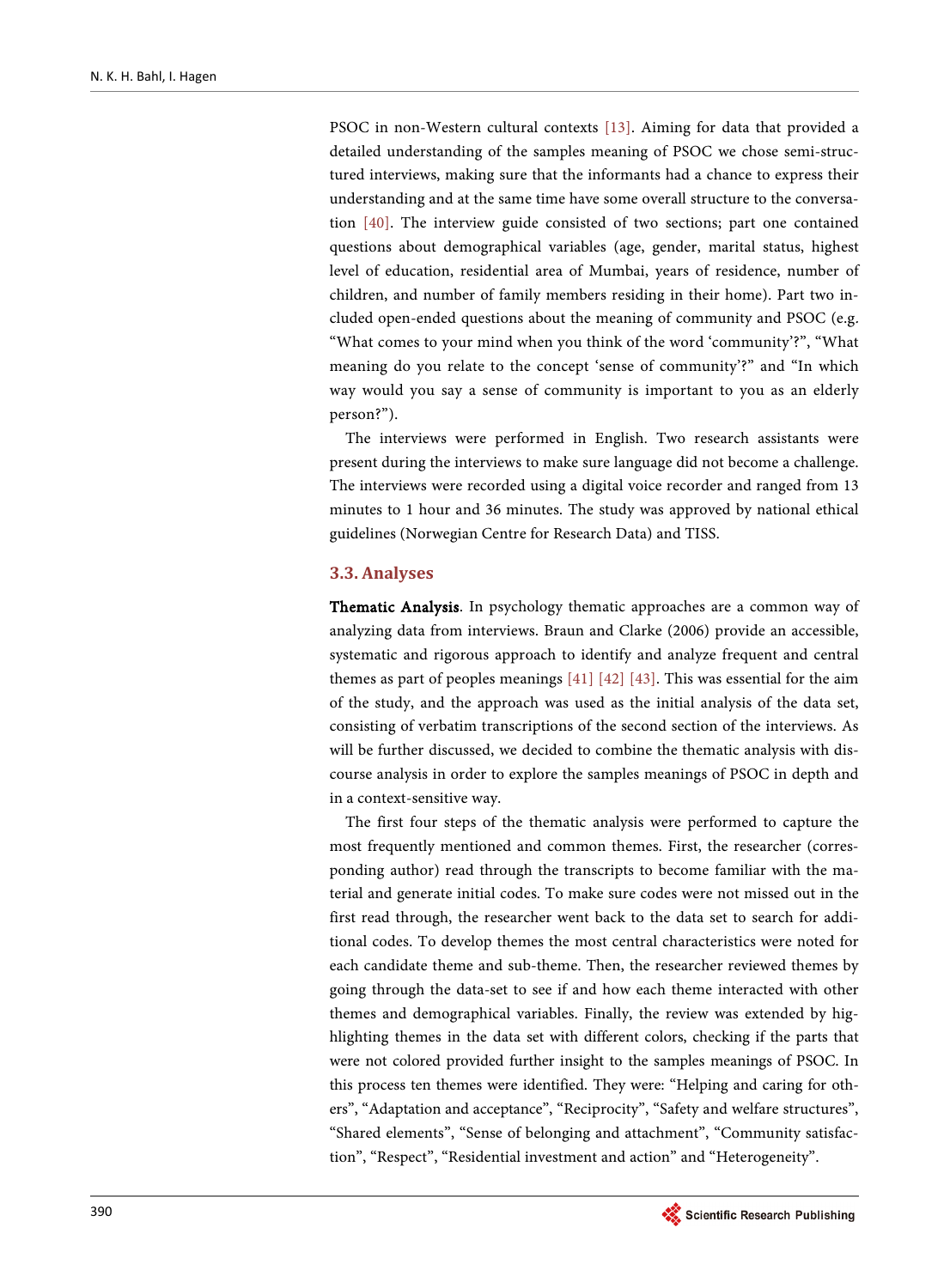PSOC in non-Western cultural contexts [13]. Aiming for data that provided a detailed understanding of the samples meaning of PSOC we chose semi-structured interviews, making sure that the informants had a chance to express their understanding and at the same time have some overall structure to the conversation [40]. The interview guide consisted of two sections; part one contained questions about demographical variables (age, gender, marital status, highest level of education, residential area of Mumbai, years of residence, number of children, and number of family members residing in their home). Part two included open-ended questions about the meaning of community and PSOC (e.g. "What comes to your mind when you think of the word 'community'?", "What meaning do you relate to the concept 'sense of community'?" and "In which way would you say a sense of community is important to you as an elderly person?").

The interviews were performed in English. Two research assistants were present during the interviews to make sure language did not become a challenge. The interviews were recorded using a digital voice recorder and ranged from 13 minutes to 1 hour and 36 minutes. The study was approved by national ethical guidelines (Norwegian Centre for Research Data) and TISS.

### 3.3. Analyses

**Thematic Analysis**. In psychology thematic approaches are a common way of analyzing data from interviews. Braun and Clarke (2006) provide an accessible, systematic and rigorous approach to identify and analyze frequent and central themes as part of peoples meanings [41] [42] [43]. This was essential for the aim of the study, and the approach was used as the initial analysis of the data set, consisting of verbatim transcriptions of the second section of the interviews. As will be further discussed, we decided to combine the thematic analysis with discourse analysis in order to explore the samples meanings of PSOC in depth and in a context-sensitive way.

The first four steps of the thematic analysis were performed to capture the most frequently mentioned and common themes. First, the researcher (corresponding author) read through the transcripts to become familiar with the material and generate initial codes. To make sure codes were not missed out in the first read through, the researcher went back to the data set to search for additional codes. To develop themes the most central characteristics were noted for each candidate theme and sub-theme. Then, the researcher reviewed themes by going through the data-set to see if and how each theme interacted with other themes and demographical variables. Finally, the review was extended by highlighting themes in the data set with different colors, checking if the parts that were not colored provided further insight to the samples meanings of PSOC. In this process ten themes were identified. They were: "Helping and caring for others", "Adaptation and acceptance", "Reciprocity", "Safety and welfare structures", "Shared elements", "Sense of belonging and attachment", "Community satisfaction", "Respect", "Residential investment and action" and "Heterogeneity".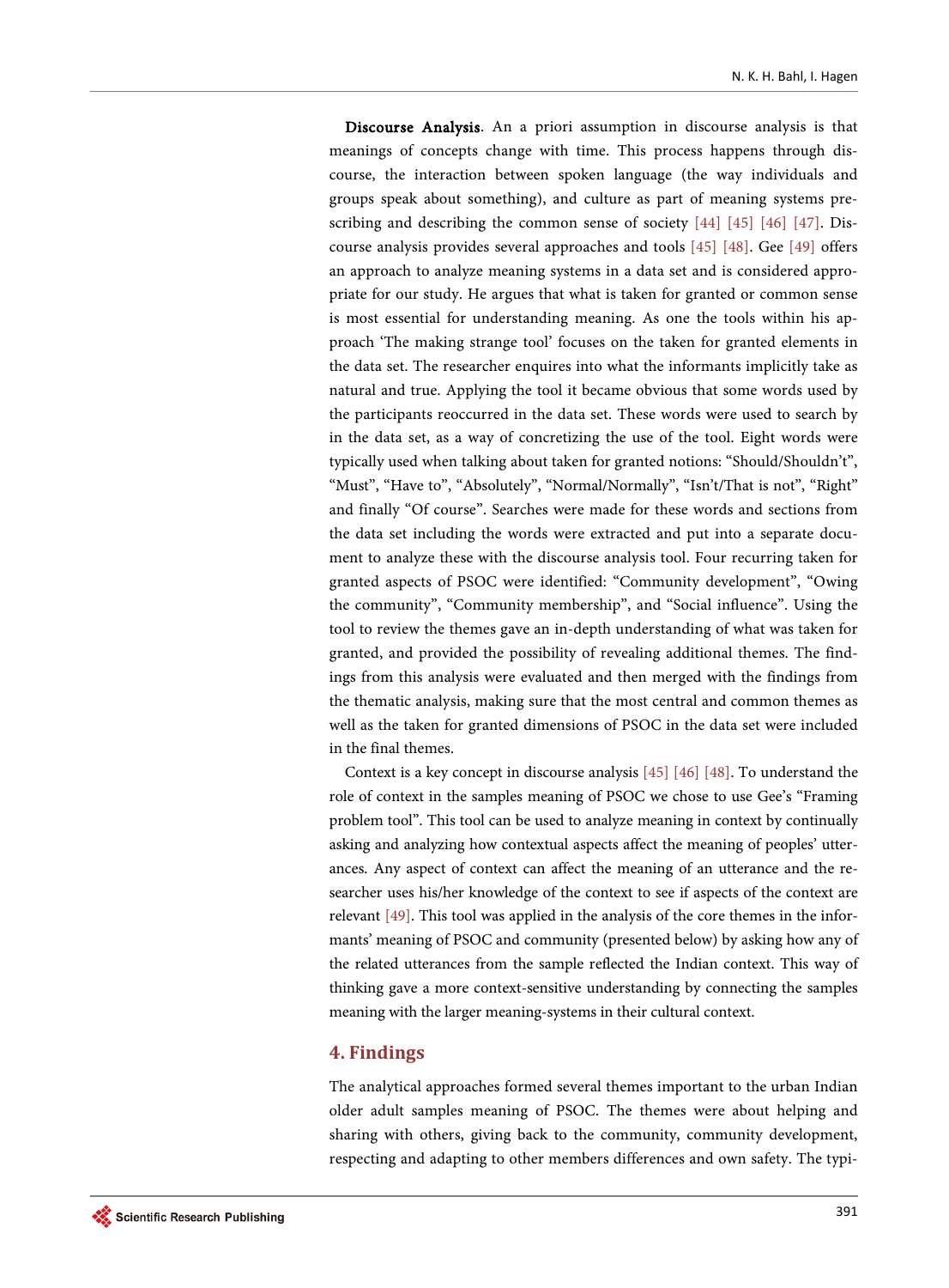**Discourse Analysis**. An a priori assumption in discourse analysis is that meanings of concepts change with time. This process happens through discourse, the interaction between spoken language (the way individuals and groups speak about something), and culture as part of meaning systems prescribing and describing the common sense of society [44] [45] [46] [47]. Discourse analysis provides several approaches and tools [45] [48]. Gee [49] offers an approach to analyze meaning systems in a data set and is considered appropriate for our study. He argues that what is taken for granted or common sense is most essential for understanding meaning. As one the tools within his approach 'The making strange tool' focuses on the taken for granted elements in the data set. The researcher enquires into what the informants implicitly take as natural and true. Applying the tool it became obvious that some words used by the participants reoccurred in the data set. These words were used to search by in the data set, as a way of concretizing the use of the tool. Eight words were typically used when talking about taken for granted notions: "Should/Shouldn't", "Must", "Have to", "Absolutely", "Normal/Normally", "Isn't/That is not", "Right" and finally "Of course". Searches were made for these words and sections from the data set including the words were extracted and put into a separate document to analyze these with the discourse analysis tool. Four recurring taken for granted aspects of PSOC were identified: "Community development", "Owing the community", "Community membership", and "Social influence". Using the tool to review the themes gave an in-depth understanding of what was taken for granted, and provided the possibility of revealing additional themes. The findings from this analysis were evaluated and then merged with the findings from the thematic analysis, making sure that the most central and common themes as well as the taken for granted dimensions of PSOC in the data set were included in the final themes.

Context is a key concept in discourse analysis [45] [46] [48]. To understand the role of context in the samples meaning of PSOC we chose to use Gee's "Framing problem tool". This tool can be used to analyze meaning in context by continually asking and analyzing how contextual aspects affect the meaning of peoples' utterances. Any aspect of context can affect the meaning of an utterance and the researcher uses his/her knowledge of the context to see if aspects of the context are relevant [49]. This tool was applied in the analysis of the core themes in the informants' meaning of PSOC and community (presented below) by asking how any of the related utterances from the sample reflected the Indian context. This way of thinking gave a more context-sensitive understanding by connecting the samples meaning with the larger meaning-systems in their cultural context.

## 4. Findings

The analytical approaches formed several themes important to the urban Indian older adult samples meaning of PSOC. The themes were about helping and sharing with others, giving back to the community, community development, respecting and adapting to other members differences and own safety. The typi-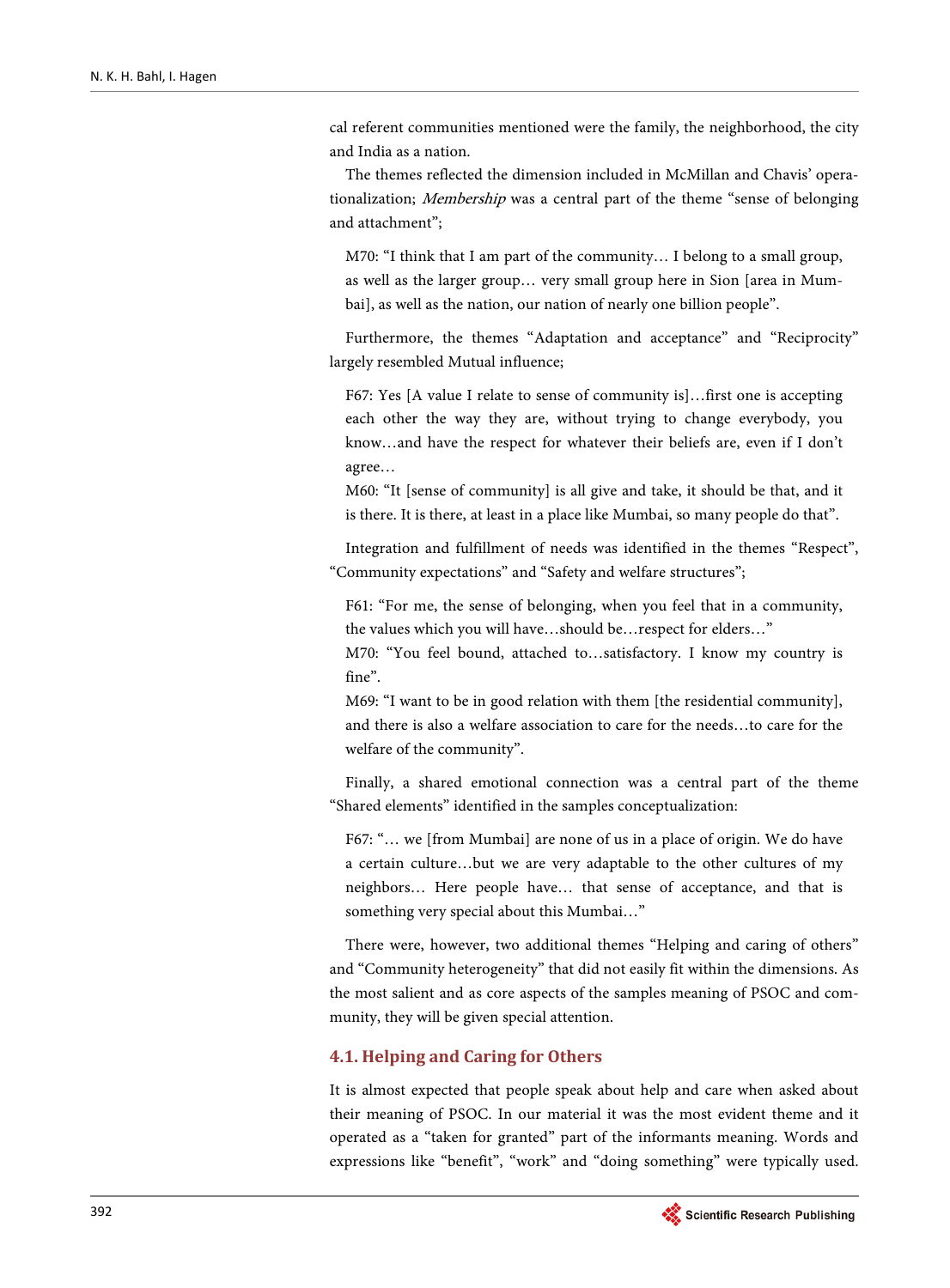cal referent communities mentioned were the family, the neighborhood, the city and India as a nation.

The themes reflected the dimension included in McMillan and Chavis' operationalization; *Membership* was a central part of the theme "sense of belonging and attachment";

> M70: "I think that I am part of the community… I belong to a small group, as well as the larger group… very small group here in Sion [area in Mumbai], as well as the nation, our nation of nearly one billion people".

Furthermore, the themes "Adaptation and acceptance" and "Reciprocity" largely resembled Mutual influence;

> F67: Yes [A value I relate to sense of community is]…first one is accepting each other the way they are, without trying to change everybody, you know…and have the respect for whatever their beliefs are, even if I don't agree…
>
> M60: "It [sense of community] is all give and take, it should be that, and it is there. It is there, at least in a place like Mumbai, so many people do that".

Integration and fulfillment of needs was identified in the themes "Respect", "Community expectations" and "Safety and welfare structures";

> F61: "For me, the sense of belonging, when you feel that in a community, the values which you will have…should be…respect for elders…"
>
> M70: "You feel bound, attached to…satisfactory. I know my country is fine".
>
> M69: "I want to be in good relation with them [the residential community], and there is also a welfare association to care for the needs…to care for the welfare of the community".

Finally, a shared emotional connection was a central part of the theme "Shared elements" identified in the samples conceptualization:

> F67: "… we [from Mumbai] are none of us in a place of origin. We do have a certain culture…but we are very adaptable to the other cultures of my neighbors… Here people have… that sense of acceptance, and that is something very special about this Mumbai…"

There were, however, two additional themes "Helping and caring of others" and "Community heterogeneity" that did not easily fit within the dimensions. As the most salient and as core aspects of the samples meaning of PSOC and community, they will be given special attention.

## 4.1. Helping and Caring for Others

It is almost expected that people speak about help and care when asked about their meaning of PSOC. In our material it was the most evident theme and it operated as a "taken for granted" part of the informants meaning. Words and expressions like "benefit", "work" and "doing something" were typically used.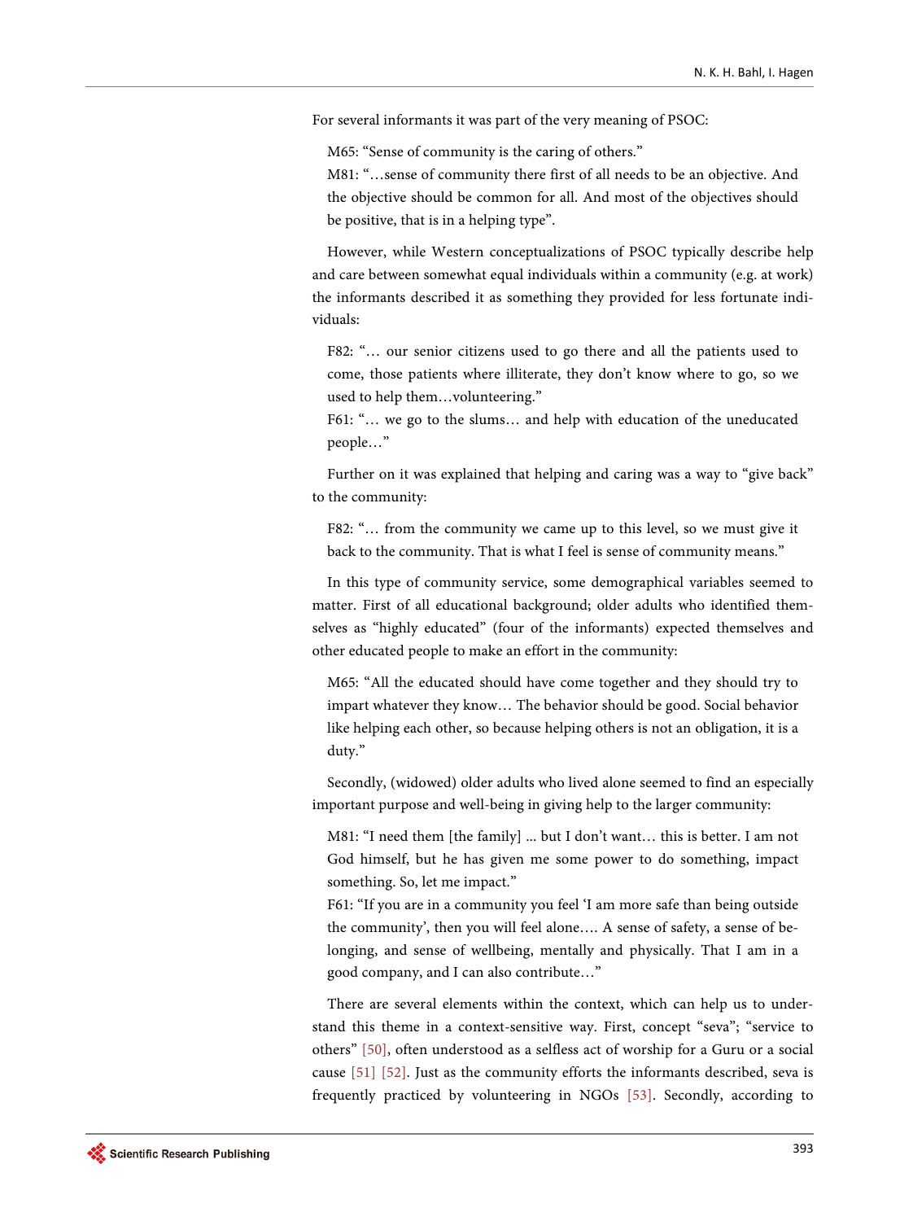For several informants it was part of the very meaning of PSOC:

> M65: "Sense of community is the caring of others."
> M81: "…sense of community there first of all needs to be an objective. And the objective should be common for all. And most of the objectives should be positive, that is in a helping type".

However, while Western conceptualizations of PSOC typically describe help and care between somewhat equal individuals within a community (e.g. at work) the informants described it as something they provided for less fortunate individuals:

> F82: "… our senior citizens used to go there and all the patients used to come, those patients where illiterate, they don't know where to go, so we used to help them…volunteering."
> F61: "… we go to the slums… and help with education of the uneducated people…"

Further on it was explained that helping and caring was a way to "give back" to the community:

> F82: "… from the community we came up to this level, so we must give it back to the community. That is what I feel is sense of community means."

In this type of community service, some demographical variables seemed to matter. First of all educational background; older adults who identified themselves as "highly educated" (four of the informants) expected themselves and other educated people to make an effort in the community:

> M65: "All the educated should have come together and they should try to impart whatever they know… The behavior should be good. Social behavior like helping each other, so because helping others is not an obligation, it is a duty."

Secondly, (widowed) older adults who lived alone seemed to find an especially important purpose and well-being in giving help to the larger community:

> M81: "I need them [the family] ... but I don't want… this is better. I am not God himself, but he has given me some power to do something, impact something. So, let me impact."
> F61: "If you are in a community you feel 'I am more safe than being outside the community', then you will feel alone…. A sense of safety, a sense of belonging, and sense of wellbeing, mentally and physically. That I am in a good company, and I can also contribute…"

There are several elements within the context, which can help us to understand this theme in a context-sensitive way. First, concept "seva"; "service to others" [50], often understood as a selfless act of worship for a Guru or a social cause [51] [52]. Just as the community efforts the informants described, seva is frequently practiced by volunteering in NGOs [53]. Secondly, according to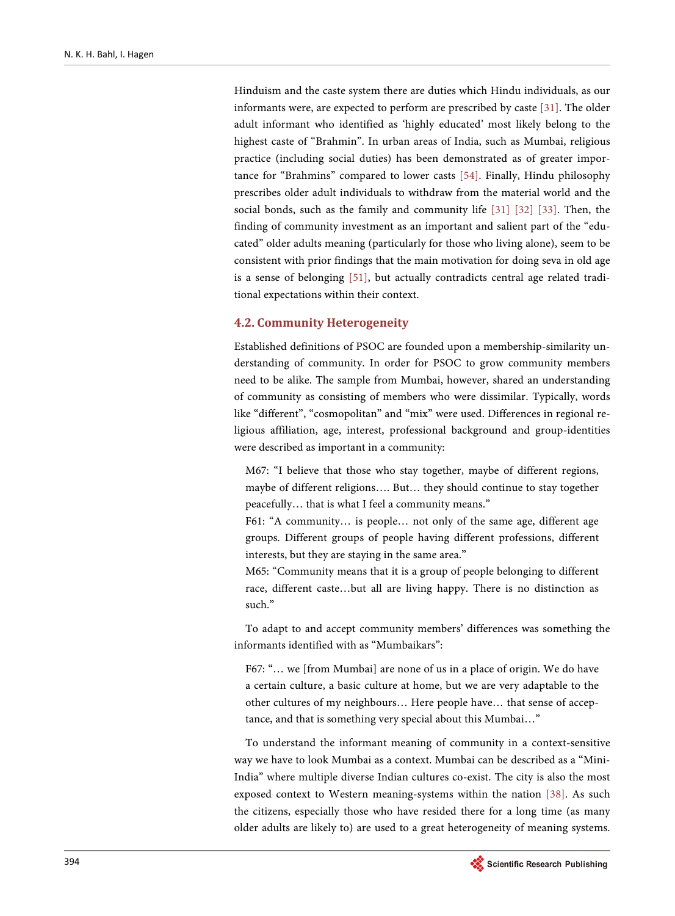Hinduism and the caste system there are duties which Hindu individuals, as our informants were, are expected to perform are prescribed by caste [31]. The older adult informant who identified as 'highly educated' most likely belong to the highest caste of "Brahmin". In urban areas of India, such as Mumbai, religious practice (including social duties) has been demonstrated as of greater importance for "Brahmins" compared to lower casts [54]. Finally, Hindu philosophy prescribes older adult individuals to withdraw from the material world and the social bonds, such as the family and community life [31] [32] [33]. Then, the finding of community investment as an important and salient part of the "educated" older adults meaning (particularly for those who living alone), seem to be consistent with prior findings that the main motivation for doing seva in old age is a sense of belonging [51], but actually contradicts central age related traditional expectations within their context.

## 4.2. Community Heterogeneity

Established definitions of PSOC are founded upon a membership-similarity understanding of community. In order for PSOC to grow community members need to be alike. The sample from Mumbai, however, shared an understanding of community as consisting of members who were dissimilar. Typically, words like "different", "cosmopolitan" and "mix" were used. Differences in regional religious affiliation, age, interest, professional background and group-identities were described as important in a community:

> M67: "I believe that those who stay together, maybe of different regions, maybe of different religions…. But… they should continue to stay together peacefully… that is what I feel a community means."
>
> F61: "A community… is people… not only of the same age, different age groups. Different groups of people having different professions, different interests, but they are staying in the same area."
>
> M65: "Community means that it is a group of people belonging to different race, different caste…but all are living happy. There is no distinction as such."

To adapt to and accept community members' differences was something the informants identified with as "Mumbaikars":

> F67: "… we [from Mumbai] are none of us in a place of origin. We do have a certain culture, a basic culture at home, but we are very adaptable to the other cultures of my neighbours… Here people have… that sense of acceptance, and that is something very special about this Mumbai…"

To understand the informant meaning of community in a context-sensitive way we have to look Mumbai as a context. Mumbai can be described as a "Mini-India" where multiple diverse Indian cultures co-exist. The city is also the most exposed context to Western meaning-systems within the nation [38]. As such the citizens, especially those who have resided there for a long time (as many older adults are likely to) are used to a great heterogeneity of meaning systems.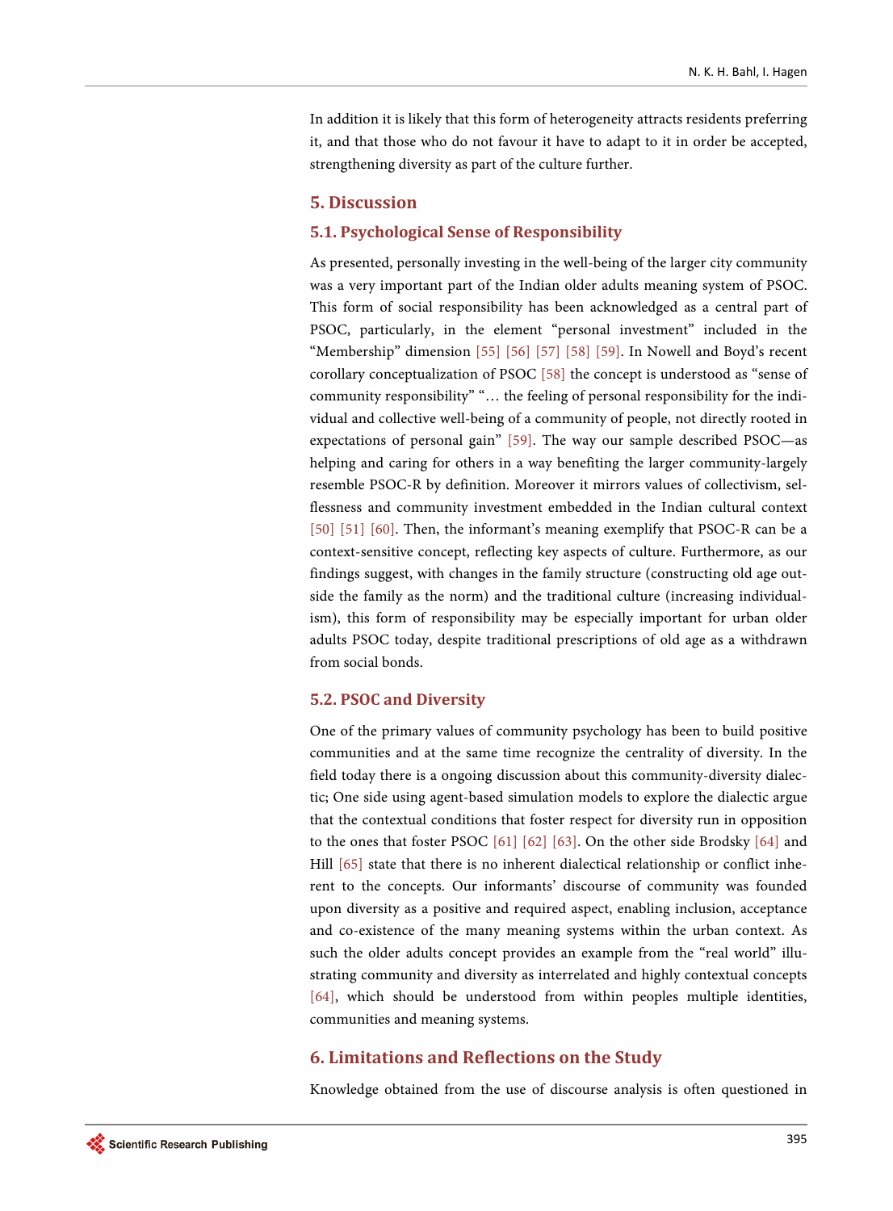In addition it is likely that this form of heterogeneity attracts residents preferring it, and that those who do not favour it have to adapt to it in order be accepted, strengthening diversity as part of the culture further.

## 5. Discussion

### 5.1. Psychological Sense of Responsibility

As presented, personally investing in the well-being of the larger city community was a very important part of the Indian older adults meaning system of PSOC. This form of social responsibility has been acknowledged as a central part of PSOC, particularly, in the element "personal investment" included in the "Membership" dimension [55] [56] [57] [58] [59]. In Nowell and Boyd's recent corollary conceptualization of PSOC [58] the concept is understood as "sense of community responsibility" "… the feeling of personal responsibility for the individual and collective well-being of a community of people, not directly rooted in expectations of personal gain" [59]. The way our sample described PSOC—as helping and caring for others in a way benefiting the larger community-largely resemble PSOC-R by definition. Moreover it mirrors values of collectivism, selflessness and community investment embedded in the Indian cultural context [50] [51] [60]. Then, the informant's meaning exemplify that PSOC-R can be a context-sensitive concept, reflecting key aspects of culture. Furthermore, as our findings suggest, with changes in the family structure (constructing old age outside the family as the norm) and the traditional culture (increasing individualism), this form of responsibility may be especially important for urban older adults PSOC today, despite traditional prescriptions of old age as a withdrawn from social bonds.

### 5.2. PSOC and Diversity

One of the primary values of community psychology has been to build positive communities and at the same time recognize the centrality of diversity. In the field today there is a ongoing discussion about this community-diversity dialectic; One side using agent-based simulation models to explore the dialectic argue that the contextual conditions that foster respect for diversity run in opposition to the ones that foster PSOC [61] [62] [63]. On the other side Brodsky [64] and Hill [65] state that there is no inherent dialectical relationship or conflict inherent to the concepts. Our informants' discourse of community was founded upon diversity as a positive and required aspect, enabling inclusion, acceptance and co-existence of the many meaning systems within the urban context. As such the older adults concept provides an example from the "real world" illustrating community and diversity as interrelated and highly contextual concepts [64], which should be understood from within peoples multiple identities, communities and meaning systems.

## 6. Limitations and Reflections on the Study

Knowledge obtained from the use of discourse analysis is often questioned in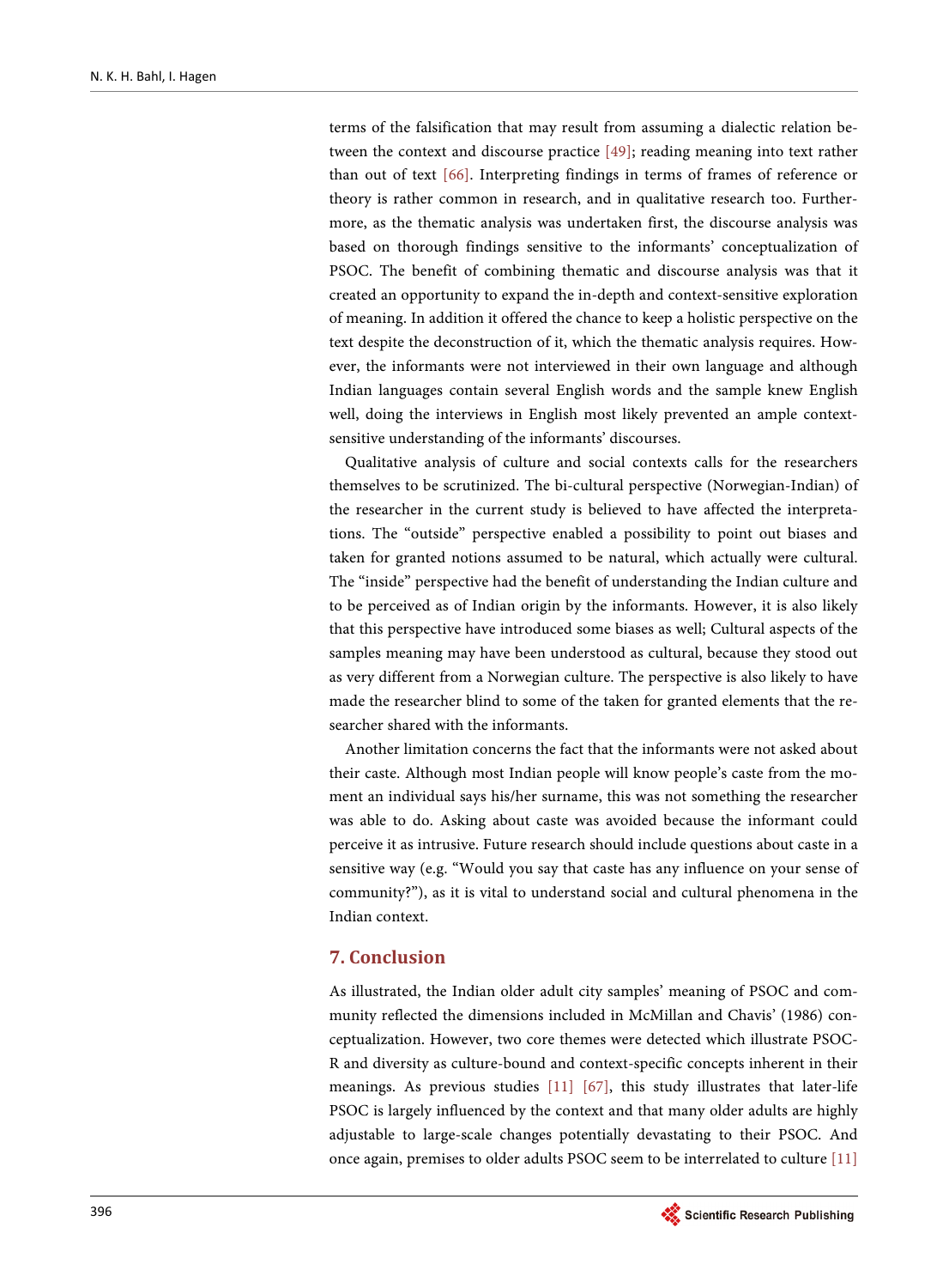terms of the falsification that may result from assuming a dialectic relation between the context and discourse practice [49]; reading meaning into text rather than out of text [66]. Interpreting findings in terms of frames of reference or theory is rather common in research, and in qualitative research too. Furthermore, as the thematic analysis was undertaken first, the discourse analysis was based on thorough findings sensitive to the informants' conceptualization of PSOC. The benefit of combining thematic and discourse analysis was that it created an opportunity to expand the in-depth and context-sensitive exploration of meaning. In addition it offered the chance to keep a holistic perspective on the text despite the deconstruction of it, which the thematic analysis requires. However, the informants were not interviewed in their own language and although Indian languages contain several English words and the sample knew English well, doing the interviews in English most likely prevented an ample context-sensitive understanding of the informants' discourses.

Qualitative analysis of culture and social contexts calls for the researchers themselves to be scrutinized. The bi-cultural perspective (Norwegian-Indian) of the researcher in the current study is believed to have affected the interpretations. The "outside" perspective enabled a possibility to point out biases and taken for granted notions assumed to be natural, which actually were cultural. The "inside" perspective had the benefit of understanding the Indian culture and to be perceived as of Indian origin by the informants. However, it is also likely that this perspective have introduced some biases as well; Cultural aspects of the samples meaning may have been understood as cultural, because they stood out as very different from a Norwegian culture. The perspective is also likely to have made the researcher blind to some of the taken for granted elements that the researcher shared with the informants.

Another limitation concerns the fact that the informants were not asked about their caste. Although most Indian people will know people's caste from the moment an individual says his/her surname, this was not something the researcher was able to do. Asking about caste was avoided because the informant could perceive it as intrusive. Future research should include questions about caste in a sensitive way (e.g. "Would you say that caste has any influence on your sense of community?"), as it is vital to understand social and cultural phenomena in the Indian context.

## 7. Conclusion

As illustrated, the Indian older adult city samples' meaning of PSOC and community reflected the dimensions included in McMillan and Chavis' (1986) conceptualization. However, two core themes were detected which illustrate PSOC-R and diversity as culture-bound and context-specific concepts inherent in their meanings. As previous studies [11] [67], this study illustrates that later-life PSOC is largely influenced by the context and that many older adults are highly adjustable to large-scale changes potentially devastating to their PSOC. And once again, premises to older adults PSOC seem to be interrelated to culture [11]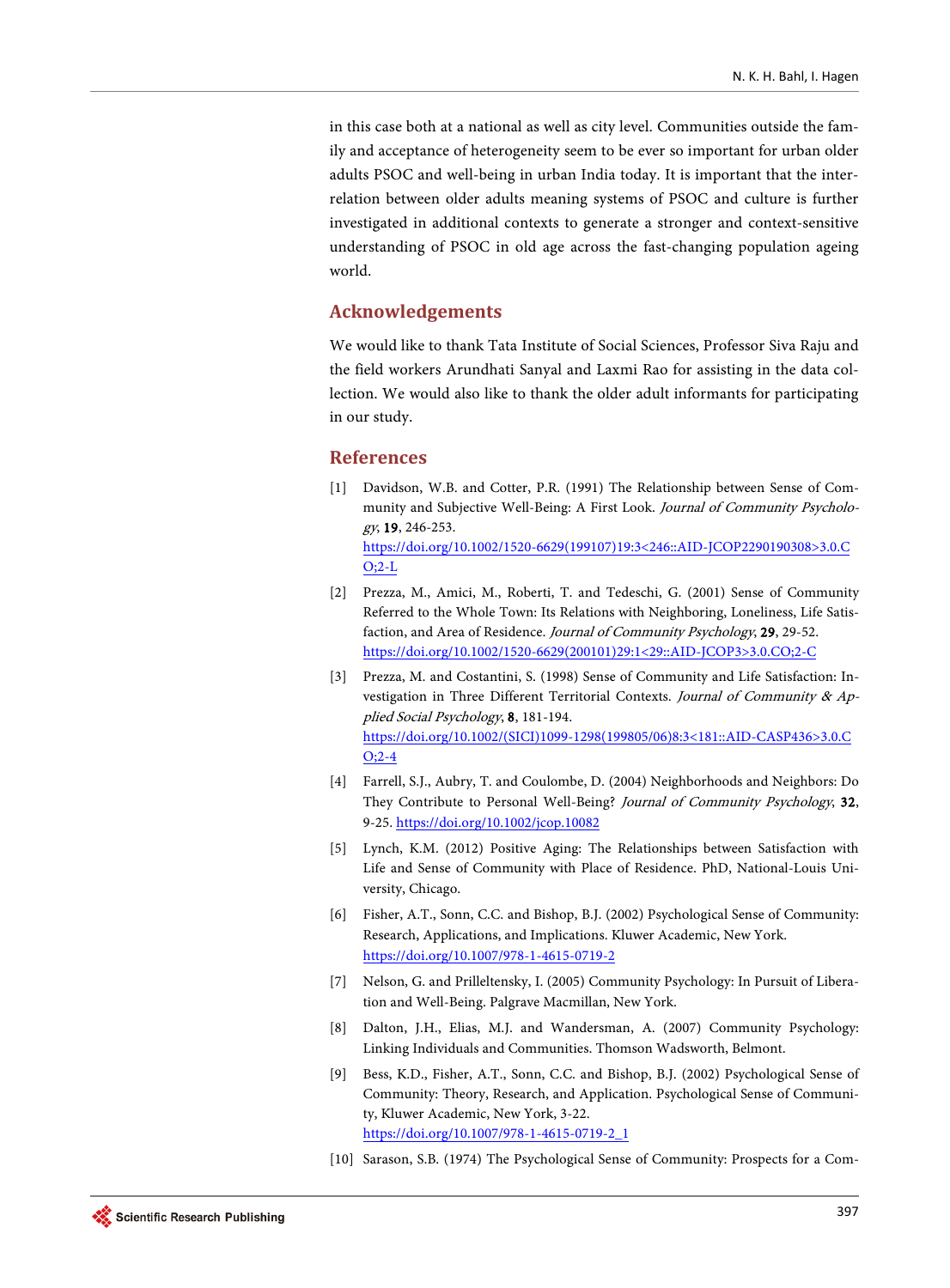in this case both at a national as well as city level. Communities outside the family and acceptance of heterogeneity seem to be ever so important for urban older adults PSOC and well-being in urban India today. It is important that the interrelation between older adults meaning systems of PSOC and culture is further investigated in additional contexts to generate a stronger and context-sensitive understanding of PSOC in old age across the fast-changing population ageing world.

## Acknowledgements

We would like to thank Tata Institute of Social Sciences, Professor Siva Raju and the field workers Arundhati Sanyal and Laxmi Rao for assisting in the data collection. We would also like to thank the older adult informants for participating in our study.

## References

[1] Davidson, W.B. and Cotter, P.R. (1991) The Relationship between Sense of Community and Subjective Well-Being: A First Look. *Journal of Community Psychology*, **19**, 246-253. https://doi.org/10.1002/1520-6629(199107)19:3<246::AID-JCOP2290190308>3.0.CO;2-L

[2] Prezza, M., Amici, M., Roberti, T. and Tedeschi, G. (2001) Sense of Community Referred to the Whole Town: Its Relations with Neighboring, Loneliness, Life Satisfaction, and Area of Residence. *Journal of Community Psychology*, **29**, 29-52. https://doi.org/10.1002/1520-6629(200101)29:1<29::AID-JCOP3>3.0.CO;2-C

[3] Prezza, M. and Costantini, S. (1998) Sense of Community and Life Satisfaction: Investigation in Three Different Territorial Contexts. *Journal of Community & Applied Social Psychology*, **8**, 181-194. https://doi.org/10.1002/(SICI)1099-1298(199805/06)8:3<181::AID-CASP436>3.0.CO;2-4

[4] Farrell, S.J., Aubry, T. and Coulombe, D. (2004) Neighborhoods and Neighbors: Do They Contribute to Personal Well-Being? *Journal of Community Psychology*, **32**, 9-25. https://doi.org/10.1002/jcop.10082

[5] Lynch, K.M. (2012) Positive Aging: The Relationships between Satisfaction with Life and Sense of Community with Place of Residence. PhD, National-Louis University, Chicago.

[6] Fisher, A.T., Sonn, C.C. and Bishop, B.J. (2002) Psychological Sense of Community: Research, Applications, and Implications. Kluwer Academic, New York. https://doi.org/10.1007/978-1-4615-0719-2

[7] Nelson, G. and Prilleltensky, I. (2005) Community Psychology: In Pursuit of Liberation and Well-Being. Palgrave Macmillan, New York.

[8] Dalton, J.H., Elias, M.J. and Wandersman, A. (2007) Community Psychology: Linking Individuals and Communities. Thomson Wadsworth, Belmont.

[9] Bess, K.D., Fisher, A.T., Sonn, C.C. and Bishop, B.J. (2002) Psychological Sense of Community: Theory, Research, and Application. Psychological Sense of Community, Kluwer Academic, New York, 3-22. https://doi.org/10.1007/978-1-4615-0719-2_1

[10] Sarason, S.B. (1974) The Psychological Sense of Community: Prospects for a Com-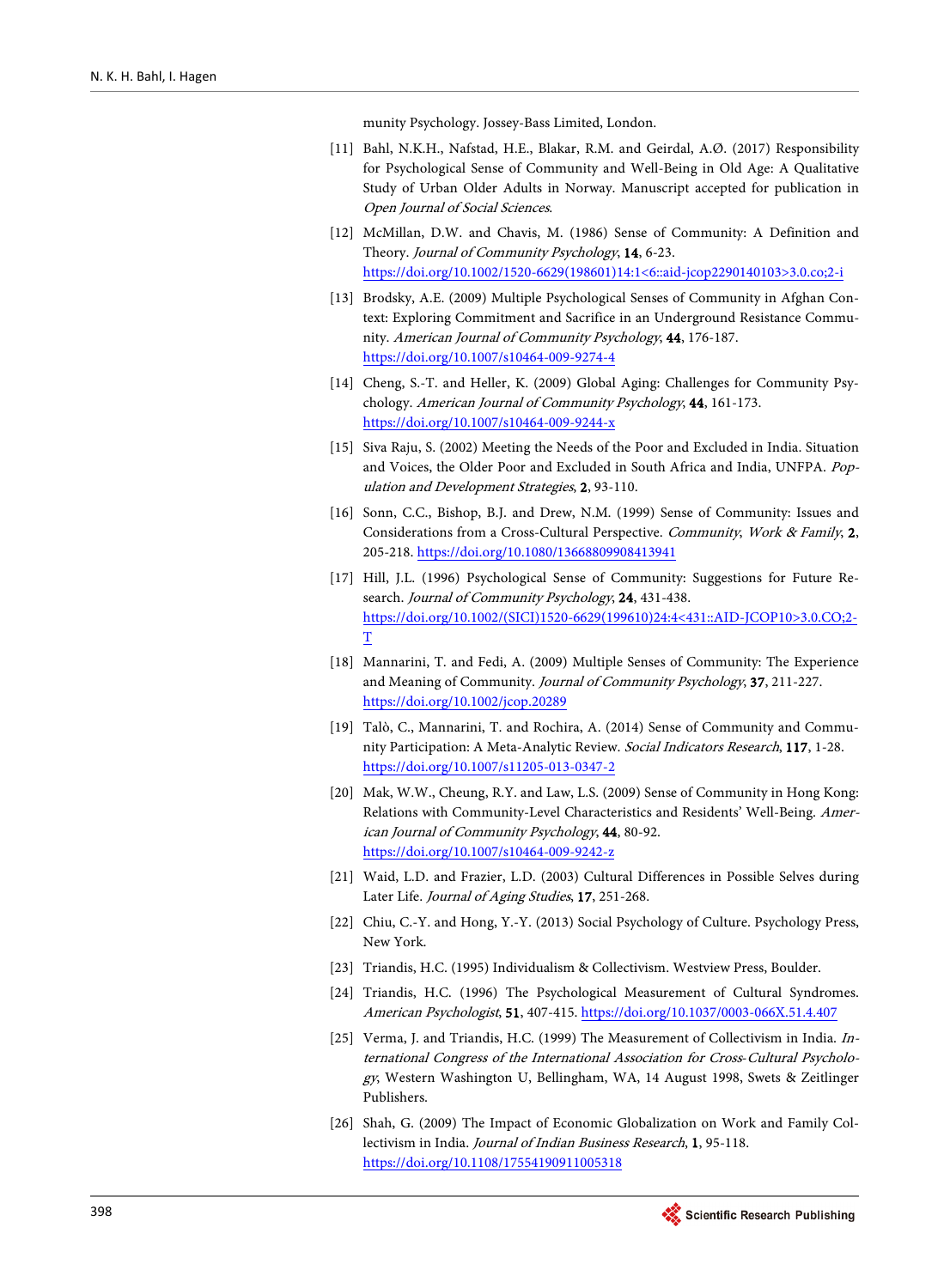munity Psychology. Jossey-Bass Limited, London.

[11] Bahl, N.K.H., Nafstad, H.E., Blakar, R.M. and Geirdal, A.Ø. (2017) Responsibility for Psychological Sense of Community and Well-Being in Old Age: A Qualitative Study of Urban Older Adults in Norway. Manuscript accepted for publication in *Open Journal of Social Sciences*.

[12] McMillan, D.W. and Chavis, M. (1986) Sense of Community: A Definition and Theory. *Journal of Community Psychology*, **14**, 6-23. https://doi.org/10.1002/1520-6629(198601)14:1<6::aid-jcop2290140103>3.0.co;2-i

[13] Brodsky, A.E. (2009) Multiple Psychological Senses of Community in Afghan Context: Exploring Commitment and Sacrifice in an Underground Resistance Community. *American Journal of Community Psychology*, **44**, 176-187. https://doi.org/10.1007/s10464-009-9274-4

[14] Cheng, S.-T. and Heller, K. (2009) Global Aging: Challenges for Community Psychology. *American Journal of Community Psychology*, **44**, 161-173. https://doi.org/10.1007/s10464-009-9244-x

[15] Siva Raju, S. (2002) Meeting the Needs of the Poor and Excluded in India. Situation and Voices, the Older Poor and Excluded in South Africa and India, UNFPA. *Population and Development Strategies*, **2**, 93-110.

[16] Sonn, C.C., Bishop, B.J. and Drew, N.M. (1999) Sense of Community: Issues and Considerations from a Cross-Cultural Perspective. *Community, Work & Family*, **2**, 205-218. https://doi.org/10.1080/13668809908413941

[17] Hill, J.L. (1996) Psychological Sense of Community: Suggestions for Future Research. *Journal of Community Psychology*, **24**, 431-438. https://doi.org/10.1002/(SICI)1520-6629(199610)24:4<431::AID-JCOP10>3.0.CO;2-T

[18] Mannarini, T. and Fedi, A. (2009) Multiple Senses of Community: The Experience and Meaning of Community. *Journal of Community Psychology*, **37**, 211-227. https://doi.org/10.1002/jcop.20289

[19] Talò, C., Mannarini, T. and Rochira, A. (2014) Sense of Community and Community Participation: A Meta-Analytic Review. *Social Indicators Research*, **117**, 1-28. https://doi.org/10.1007/s11205-013-0347-2

[20] Mak, W.W., Cheung, R.Y. and Law, L.S. (2009) Sense of Community in Hong Kong: Relations with Community-Level Characteristics and Residents' Well-Being. *American Journal of Community Psychology*, **44**, 80-92. https://doi.org/10.1007/s10464-009-9242-z

[21] Waid, L.D. and Frazier, L.D. (2003) Cultural Differences in Possible Selves during Later Life. *Journal of Aging Studies*, **17**, 251-268.

[22] Chiu, C.-Y. and Hong, Y.-Y. (2013) Social Psychology of Culture. Psychology Press, New York.

[23] Triandis, H.C. (1995) Individualism & Collectivism. Westview Press, Boulder.

[24] Triandis, H.C. (1996) The Psychological Measurement of Cultural Syndromes. *American Psychologist*, **51**, 407-415. https://doi.org/10.1037/0003-066X.51.4.407

[25] Verma, J. and Triandis, H.C. (1999) The Measurement of Collectivism in India. *International Congress of the International Association for Cross-Cultural Psychology*, Western Washington U, Bellingham, WA, 14 August 1998, Swets & Zeitlinger Publishers.

[26] Shah, G. (2009) The Impact of Economic Globalization on Work and Family Collectivism in India. *Journal of Indian Business Research*, **1**, 95-118. https://doi.org/10.1108/17554190911005318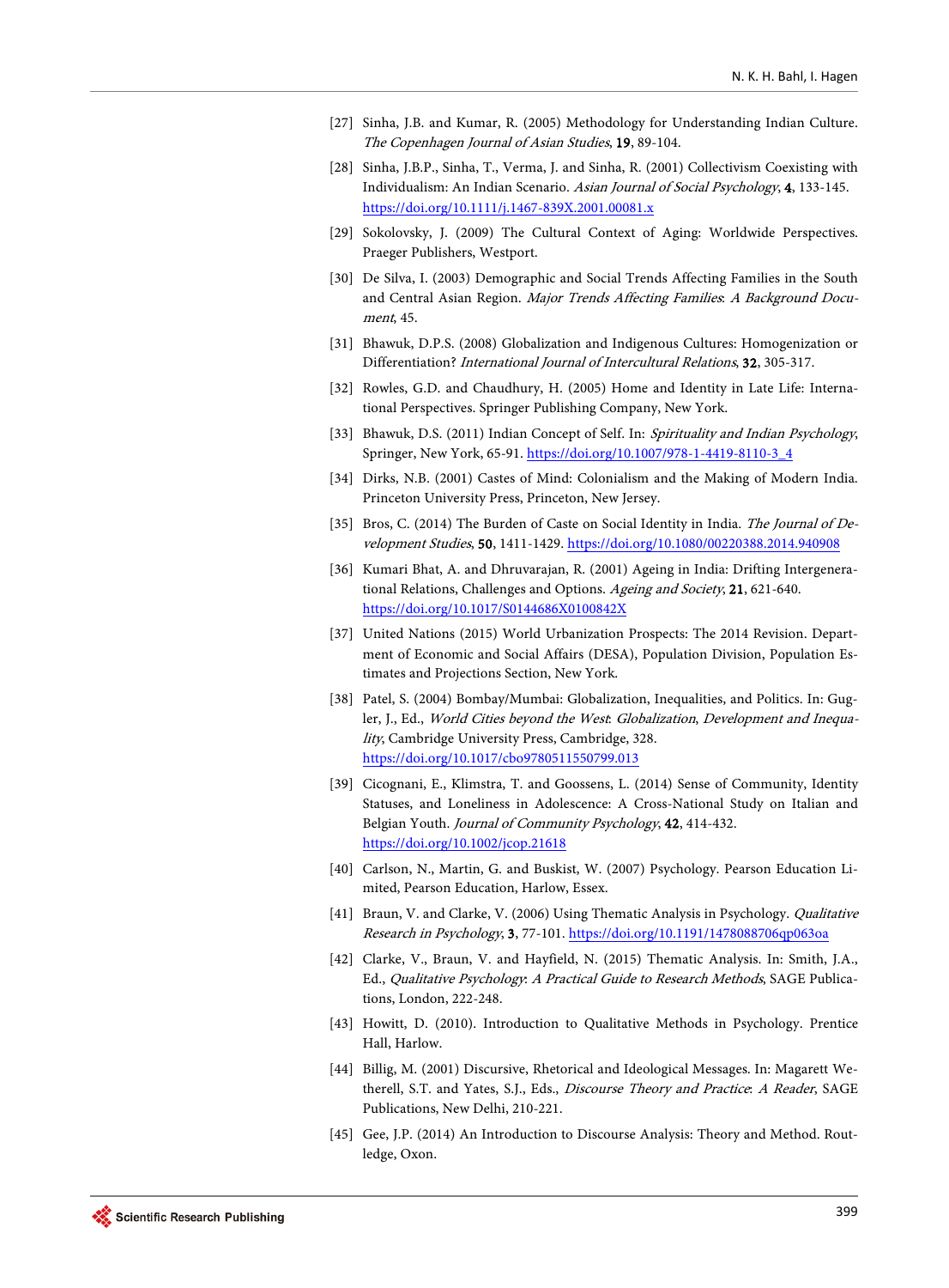[27] Sinha, J.B. and Kumar, R. (2005) Methodology for Understanding Indian Culture. *The Copenhagen Journal of Asian Studies*, **19**, 89-104.

[28] Sinha, J.B.P., Sinha, T., Verma, J. and Sinha, R. (2001) Collectivism Coexisting with Individualism: An Indian Scenario. *Asian Journal of Social Psychology*, **4**, 133-145. https://doi.org/10.1111/j.1467-839X.2001.00081.x

[29] Sokolovsky, J. (2009) The Cultural Context of Aging: Worldwide Perspectives. Praeger Publishers, Westport.

[30] De Silva, I. (2003) Demographic and Social Trends Affecting Families in the South and Central Asian Region. *Major Trends Affecting Families*: *A Background Document*, 45.

[31] Bhawuk, D.P.S. (2008) Globalization and Indigenous Cultures: Homogenization or Differentiation? *International Journal of Intercultural Relations*, **32**, 305-317.

[32] Rowles, G.D. and Chaudhury, H. (2005) Home and Identity in Late Life: International Perspectives. Springer Publishing Company, New York.

[33] Bhawuk, D.S. (2011) Indian Concept of Self. In: *Spirituality and Indian Psychology*, Springer, New York, 65-91. https://doi.org/10.1007/978-1-4419-8110-3_4

[34] Dirks, N.B. (2001) Castes of Mind: Colonialism and the Making of Modern India. Princeton University Press, Princeton, New Jersey.

[35] Bros, C. (2014) The Burden of Caste on Social Identity in India. *The Journal of Development Studies*, **50**, 1411-1429. https://doi.org/10.1080/00220388.2014.940908

[36] Kumari Bhat, A. and Dhruvarajan, R. (2001) Ageing in India: Drifting Intergenerational Relations, Challenges and Options. *Ageing and Society*, **21**, 621-640. https://doi.org/10.1017/S0144686X0100842X

[37] United Nations (2015) World Urbanization Prospects: The 2014 Revision. Department of Economic and Social Affairs (DESA), Population Division, Population Estimates and Projections Section, New York.

[38] Patel, S. (2004) Bombay/Mumbai: Globalization, Inequalities, and Politics. In: Gugler, J., Ed., *World Cities beyond the West*: *Globalization*, *Development and Inequality*, Cambridge University Press, Cambridge, 328. https://doi.org/10.1017/cbo9780511550799.013

[39] Cicognani, E., Klimstra, T. and Goossens, L. (2014) Sense of Community, Identity Statuses, and Loneliness in Adolescence: A Cross-National Study on Italian and Belgian Youth. *Journal of Community Psychology*, **42**, 414-432. https://doi.org/10.1002/jcop.21618

[40] Carlson, N., Martin, G. and Buskist, W. (2007) Psychology. Pearson Education Limited, Pearson Education, Harlow, Essex.

[41] Braun, V. and Clarke, V. (2006) Using Thematic Analysis in Psychology. *Qualitative Research in Psychology*, **3**, 77-101. https://doi.org/10.1191/1478088706qp063oa

[42] Clarke, V., Braun, V. and Hayfield, N. (2015) Thematic Analysis. In: Smith, J.A., Ed., *Qualitative Psychology*: *A Practical Guide to Research Methods*, SAGE Publications, London, 222-248.

[43] Howitt, D. (2010). Introduction to Qualitative Methods in Psychology. Prentice Hall, Harlow.

[44] Billig, M. (2001) Discursive, Rhetorical and Ideological Messages. In: Magarett Wetherell, S.T. and Yates, S.J., Eds., *Discourse Theory and Practice*: *A Reader*, SAGE Publications, New Delhi, 210-221.

[45] Gee, J.P. (2014) An Introduction to Discourse Analysis: Theory and Method. Routledge, Oxon.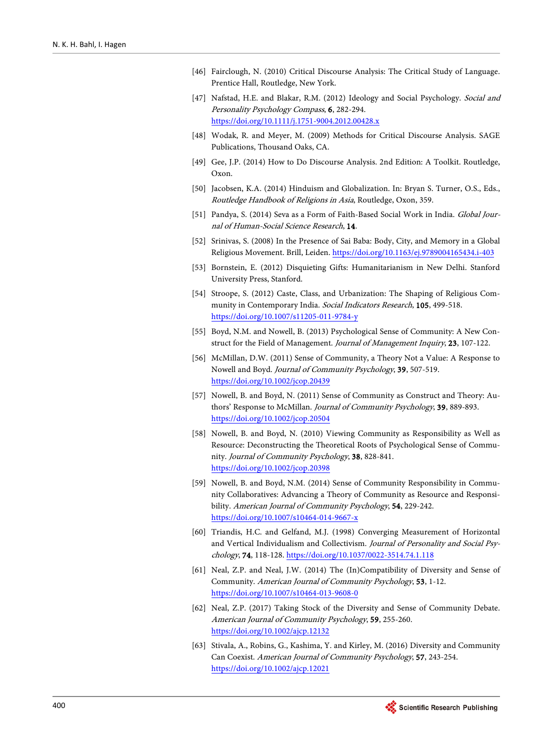[46] Fairclough, N. (2010) Critical Discourse Analysis: The Critical Study of Language. Prentice Hall, Routledge, New York.

[47] Nafstad, H.E. and Blakar, R.M. (2012) Ideology and Social Psychology. *Social and Personality Psychology Compass*, **6**, 282-294. https://doi.org/10.1111/j.1751-9004.2012.00428.x

[48] Wodak, R. and Meyer, M. (2009) Methods for Critical Discourse Analysis. SAGE Publications, Thousand Oaks, CA.

[49] Gee, J.P. (2014) How to Do Discourse Analysis. 2nd Edition: A Toolkit. Routledge, Oxon.

[50] Jacobsen, K.A. (2014) Hinduism and Globalization. In: Bryan S. Turner, O.S., Eds., *Routledge Handbook of Religions in Asia*, Routledge, Oxon, 359.

[51] Pandya, S. (2014) Seva as a Form of Faith-Based Social Work in India. *Global Journal of Human-Social Science Research*, **14**.

[52] Srinivas, S. (2008) In the Presence of Sai Baba: Body, City, and Memory in a Global Religious Movement. Brill, Leiden. https://doi.org/10.1163/ej.9789004165434.i-403

[53] Bornstein, E. (2012) Disquieting Gifts: Humanitarianism in New Delhi. Stanford University Press, Stanford.

[54] Stroope, S. (2012) Caste, Class, and Urbanization: The Shaping of Religious Community in Contemporary India. *Social Indicators Research*, **105**, 499-518. https://doi.org/10.1007/s11205-011-9784-y

[55] Boyd, N.M. and Nowell, B. (2013) Psychological Sense of Community: A New Construct for the Field of Management. *Journal of Management Inquiry*, **23**, 107-122.

[56] McMillan, D.W. (2011) Sense of Community, a Theory Not a Value: A Response to Nowell and Boyd. *Journal of Community Psychology*, **39**, 507-519. https://doi.org/10.1002/jcop.20439

[57] Nowell, B. and Boyd, N. (2011) Sense of Community as Construct and Theory: Authors' Response to McMillan. *Journal of Community Psychology*, **39**, 889-893. https://doi.org/10.1002/jcop.20504

[58] Nowell, B. and Boyd, N. (2010) Viewing Community as Responsibility as Well as Resource: Deconstructing the Theoretical Roots of Psychological Sense of Community. *Journal of Community Psychology*, **38**, 828-841. https://doi.org/10.1002/jcop.20398

[59] Nowell, B. and Boyd, N.M. (2014) Sense of Community Responsibility in Community Collaboratives: Advancing a Theory of Community as Resource and Responsibility. *American Journal of Community Psychology*, **54**, 229-242. https://doi.org/10.1007/s10464-014-9667-x

[60] Triandis, H.C. and Gelfand, M.J. (1998) Converging Measurement of Horizontal and Vertical Individualism and Collectivism. *Journal of Personality and Social Psychology*, **74**, 118-128. https://doi.org/10.1037/0022-3514.74.1.118

[61] Neal, Z.P. and Neal, J.W. (2014) The (In)Compatibility of Diversity and Sense of Community. *American Journal of Community Psychology*, **53**, 1-12. https://doi.org/10.1007/s10464-013-9608-0

[62] Neal, Z.P. (2017) Taking Stock of the Diversity and Sense of Community Debate. *American Journal of Community Psychology*, **59**, 255-260. https://doi.org/10.1002/ajcp.12132

[63] Stivala, A., Robins, G., Kashima, Y. and Kirley, M. (2016) Diversity and Community Can Coexist. *American Journal of Community Psychology*, **57**, 243-254. https://doi.org/10.1002/ajcp.12021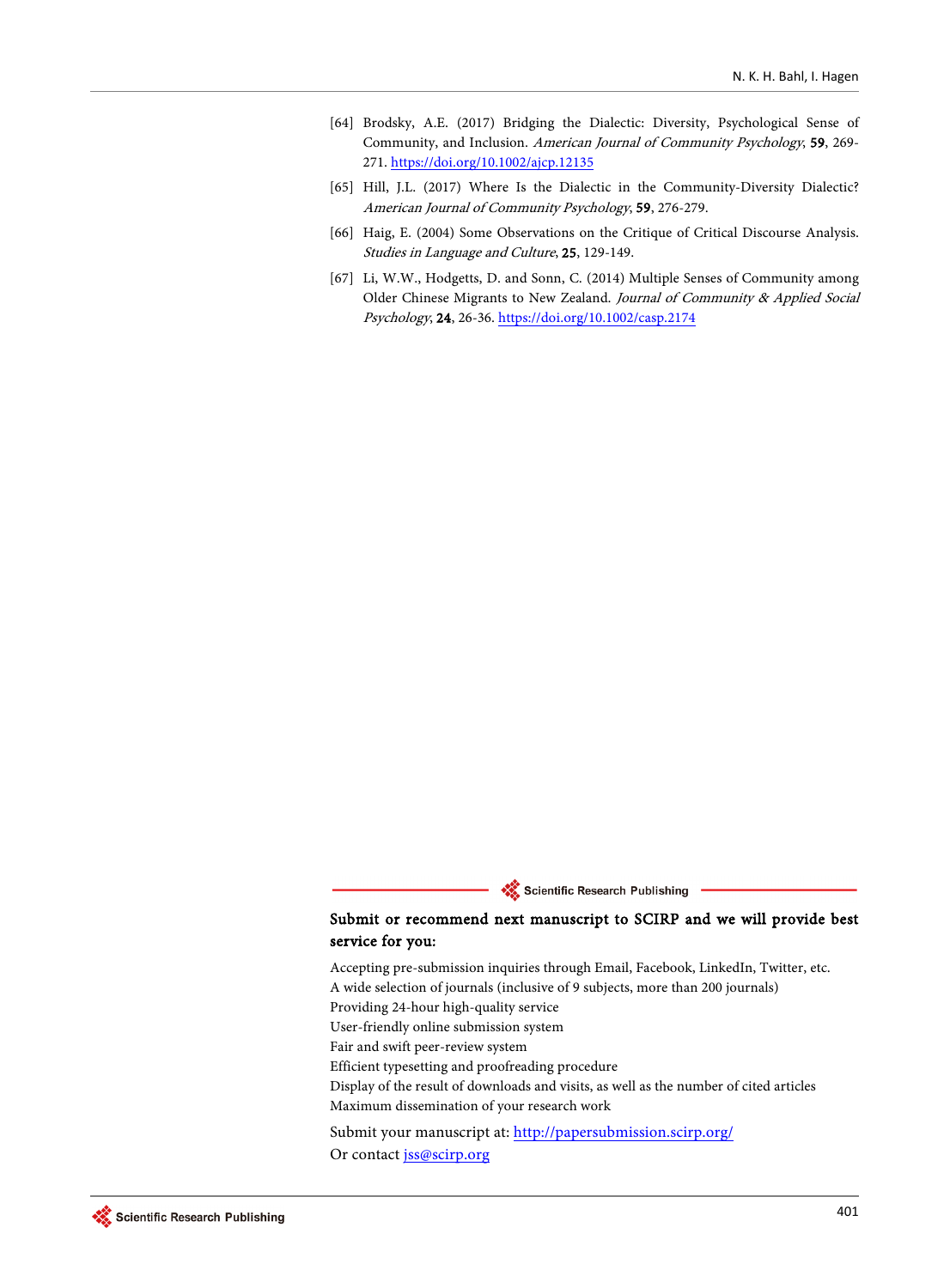[64] Brodsky, A.E. (2017) Bridging the Dialectic: Diversity, Psychological Sense of Community, and Inclusion. *American Journal of Community Psychology*, **59**, 269-271. https://doi.org/10.1002/ajcp.12135

[65] Hill, J.L. (2017) Where Is the Dialectic in the Community-Diversity Dialectic? *American Journal of Community Psychology*, **59**, 276-279.

[66] Haig, E. (2004) Some Observations on the Critique of Critical Discourse Analysis. *Studies in Language and Culture*, **25**, 129-149.

[67] Li, W.W., Hodgetts, D. and Sonn, C. (2014) Multiple Senses of Community among Older Chinese Migrants to New Zealand. *Journal of Community & Applied Social Psychology*, **24**, 26-36. https://doi.org/10.1002/casp.2174

Scientific Research Publishing

**Submit or recommend next manuscript to SCIRP and we will provide best service for you:**

Accepting pre-submission inquiries through Email, Facebook, LinkedIn, Twitter, etc.
A wide selection of journals (inclusive of 9 subjects, more than 200 journals)
Providing 24-hour high-quality service
User-friendly online submission system
Fair and swift peer-review system
Efficient typesetting and proofreading procedure
Display of the result of downloads and visits, as well as the number of cited articles
Maximum dissemination of your research work

Submit your manuscript at: http://papersubmission.scirp.org/
Or contact jss@scirp.org